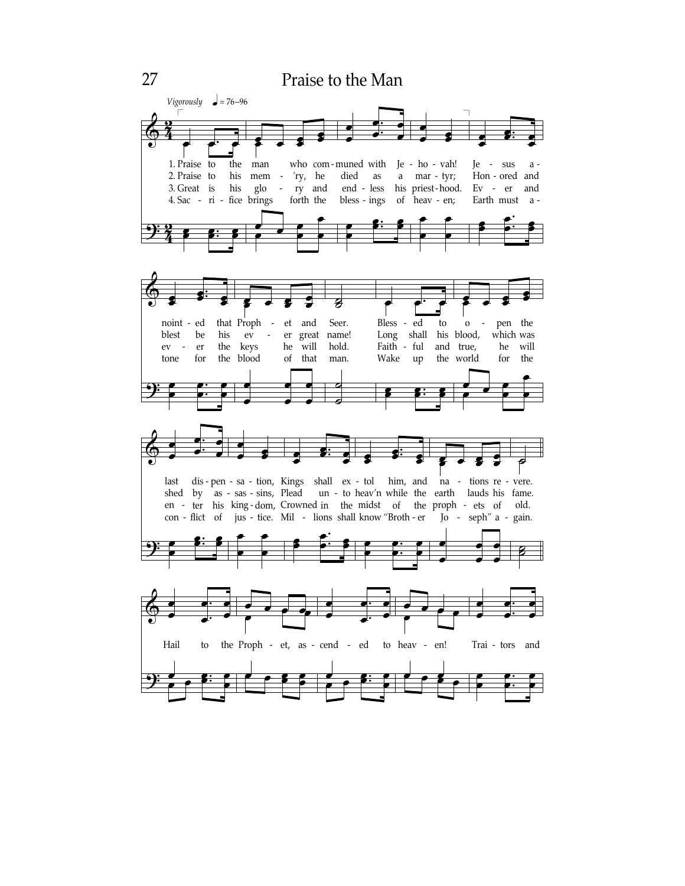# Praise to the Man

*Vigorously* ♩ = 76–96

1. Praise to the man who communed with Jehovah! Jesus anointed that Prophet and Seer. Blessed to open the last dispensation, Kings shall extol him, and nations revere.

2. Praise to his mem'ry, he died as a martyr; Honored and blest be his ever great name! Long shall his blood, which was shed by assassins, Plead unto heav'n while the earth lauds his fame.

3. Great is his glory and endless his priesthood. Ever and ever the keys he will hold. Faithful and true, he will enter his kingdom, Crowned in the midst of the prophets of old.

4. Sacrifice brings forth the blessings of heaven; Earth must atone for the blood of that man. Wake up the world for the conflict of justice. Millions shall know "Brother Joseph" again.

Hail to the Prophet, ascended to heaven! Traitors and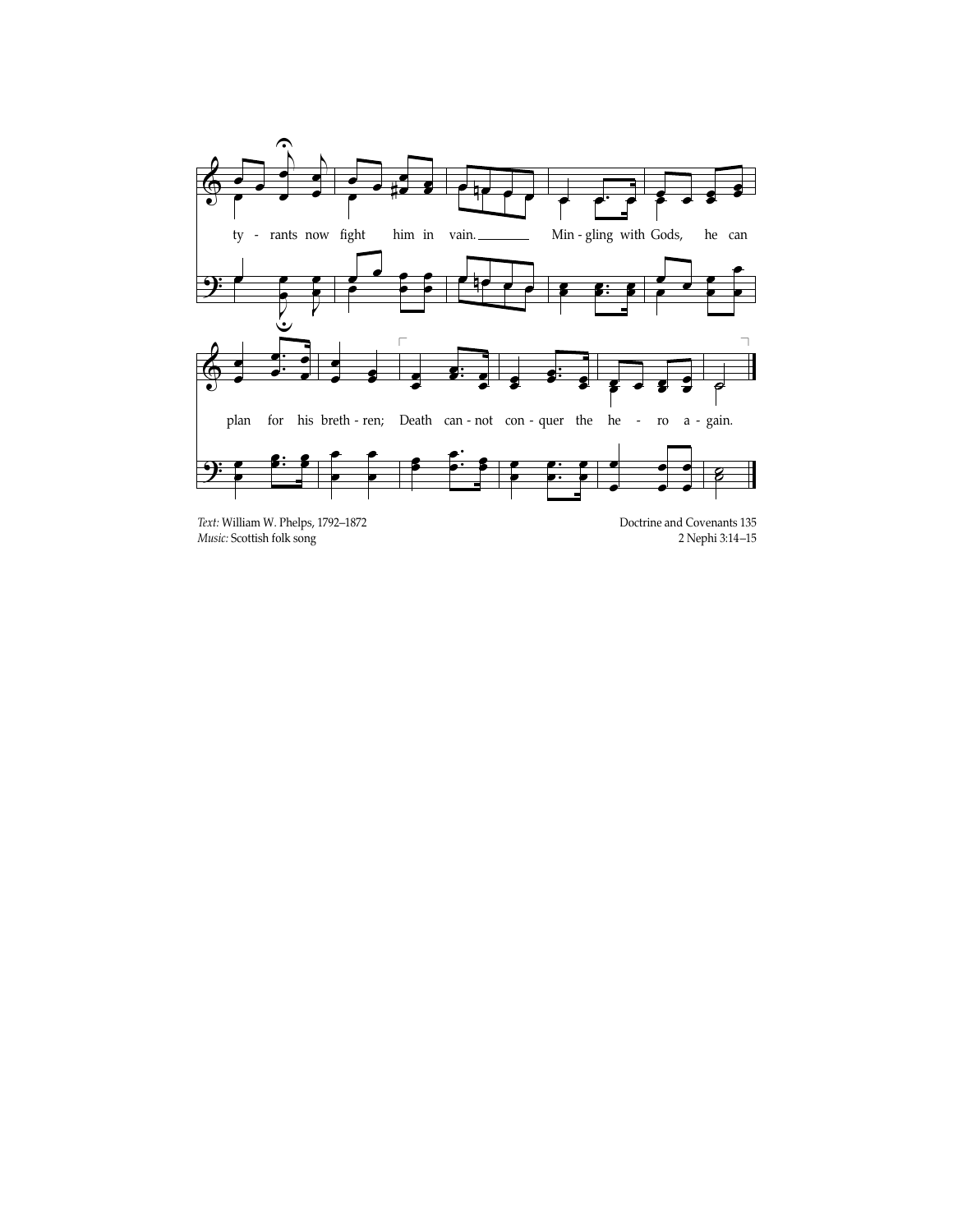ty - rants now fight him in vain. Min - gling with Gods, he can

plan for his breth - ren; Death can - not con - quer the he - ro a - gain.

*Text:* William W. Phelps, 1792–1872
*Music:* Scottish folk song

Doctrine and Covenants 135
2 Nephi 3:14–15